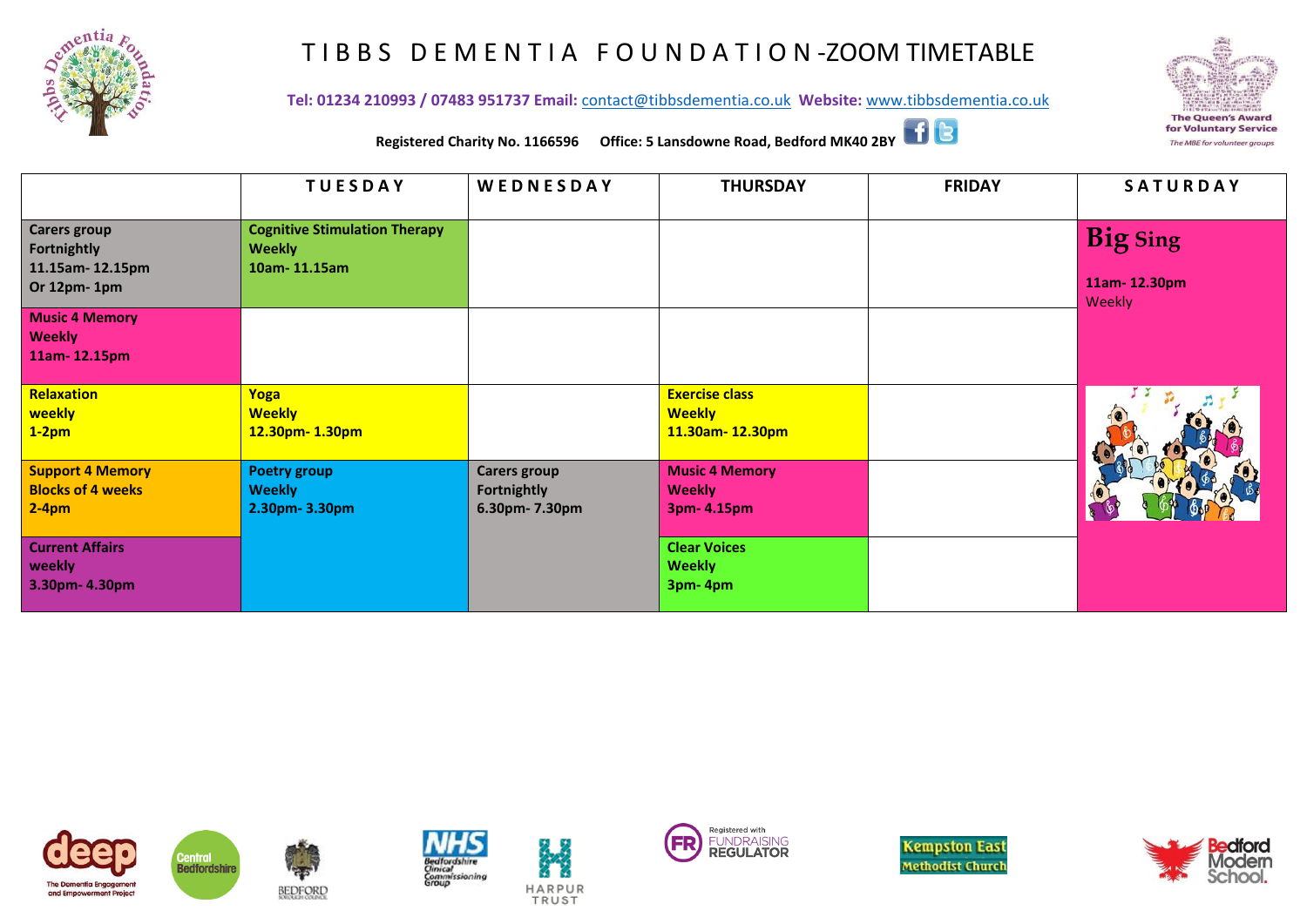# TIBBS DEMENTIA FOUNDATION -ZOOM TIMETABLE

**Tel: 01234 210993 / 07483 951737 Email:** contact@tibbsdementia.co.uk **Website:** www.tibbsdementia.co.uk

**Registered Charity No. 1166596 Office: 5 Lansdowne Road, Bedford MK40 2BY**

The Queen's Award for Voluntary Service
*The MBE for volunteer groups*

| | TUESDAY | WEDNESDAY | THURSDAY | FRIDAY | SATURDAY |
|---|---|---|---|---|---|
| **Carers group Fortnightly 11.15am- 12.15pm Or 12pm- 1pm** | **Cognitive Stimulation Therapy Weekly 10am- 11.15am** | | | | **Big Sing 11am- 12.30pm** Weekly |
| **Music 4 Memory Weekly 11am- 12.15pm** | | | | | |
| **Relaxation weekly 1-2pm** | **Yoga Weekly 12.30pm- 1.30pm** | | **Exercise class Weekly 11.30am- 12.30pm** | | |
| **Support 4 Memory Blocks of 4 weeks 2-4pm** | **Poetry group Weekly 2.30pm- 3.30pm** | **Carers group Fortnightly 6.30pm- 7.30pm** | **Music 4 Memory Weekly 3pm- 4.15pm** | | |
| **Current Affairs weekly 3.30pm- 4.30pm** | | | **Clear Voices Weekly 3pm- 4pm** | | |

deep – The Dementia Engagement and Empowerment Project · Central Bedfordshire · Bedford Borough Council · NHS Bedfordshire Clinical Commissioning Group · Harpur Trust · Registered with Fundraising Regulator · Kempston East Methodist Church · Bedford Modern School.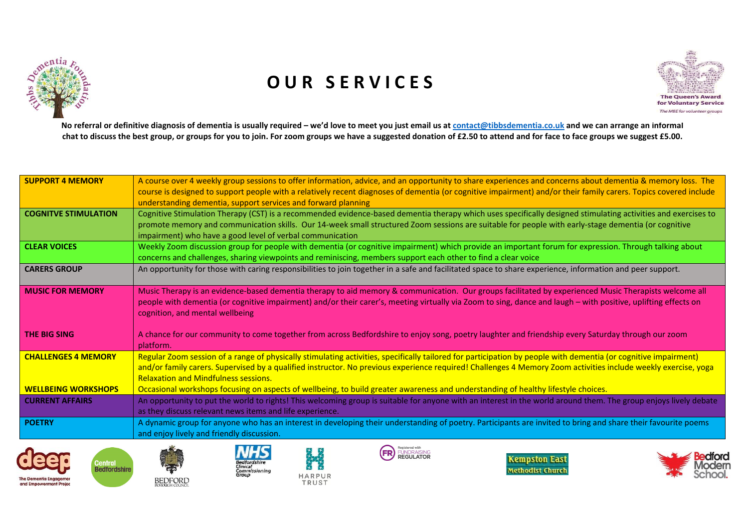# OUR SERVICES

**No referral or definitive diagnosis of dementia is usually required – we'd love to meet you just email us at contact@tibbsdementia.co.uk and we can arrange an informal chat to discuss the best group, or groups for you to join. For zoom groups we have a suggested donation of £2.50 to attend and for face to face groups we suggest £5.00.**

| | |
|---|---|
| **SUPPORT 4 MEMORY** | A course over 4 weekly group sessions to offer information, advice, and an opportunity to share experiences and concerns about dementia & memory loss. The course is designed to support people with a relatively recent diagnoses of dementia (or cognitive impairment) and/or their family carers. Topics covered include understanding dementia, support services and forward planning |
| **COGNITVE STIMULATION** | Cognitive Stimulation Therapy (CST) is a recommended evidence-based dementia therapy which uses specifically designed stimulating activities and exercises to promote memory and communication skills. Our 14-week small structured Zoom sessions are suitable for people with early-stage dementia (or cognitive impairment) who have a good level of verbal communication |
| **CLEAR VOICES** | Weekly Zoom discussion group for people with dementia (or cognitive impairment) which provide an important forum for expression. Through talking about concerns and challenges, sharing viewpoints and reminiscing, members support each other to find a clear voice |
| **CARERS GROUP** | An opportunity for those with caring responsibilities to join together in a safe and facilitated space to share experience, information and peer support. |
| **MUSIC FOR MEMORY** | Music Therapy is an evidence-based dementia therapy to aid memory & communication. Our groups facilitated by experienced Music Therapists welcome all people with dementia (or cognitive impairment) and/or their carer's, meeting virtually via Zoom to sing, dance and laugh – with positive, uplifting effects on cognition, and mental wellbeing |
| **THE BIG SING** | A chance for our community to come together from across Bedfordshire to enjoy song, poetry laughter and friendship every Saturday through our zoom platform. |
| **CHALLENGES 4 MEMORY** | Regular Zoom session of a range of physically stimulating activities, specifically tailored for participation by people with dementia (or cognitive impairment) and/or family carers. Supervised by a qualified instructor. No previous experience required! Challenges 4 Memory Zoom activities include weekly exercise, yoga Relaxation and Mindfulness sessions. |
| **WELLBEING WORKSHOPS** | Occasional workshops focusing on aspects of wellbeing, to build greater awareness and understanding of healthy lifestyle choices. |
| **CURRENT AFFAIRS** | An opportunity to put the world to rights! This welcoming group is suitable for anyone with an interest in the world around them. The group enjoys lively debate as they discuss relevant news items and life experience. |
| **POETRY** | A dynamic group for anyone who has an interest in developing their understanding of poetry. Participants are invited to bring and share their favourite poems and enjoy lively and friendly discussion. |